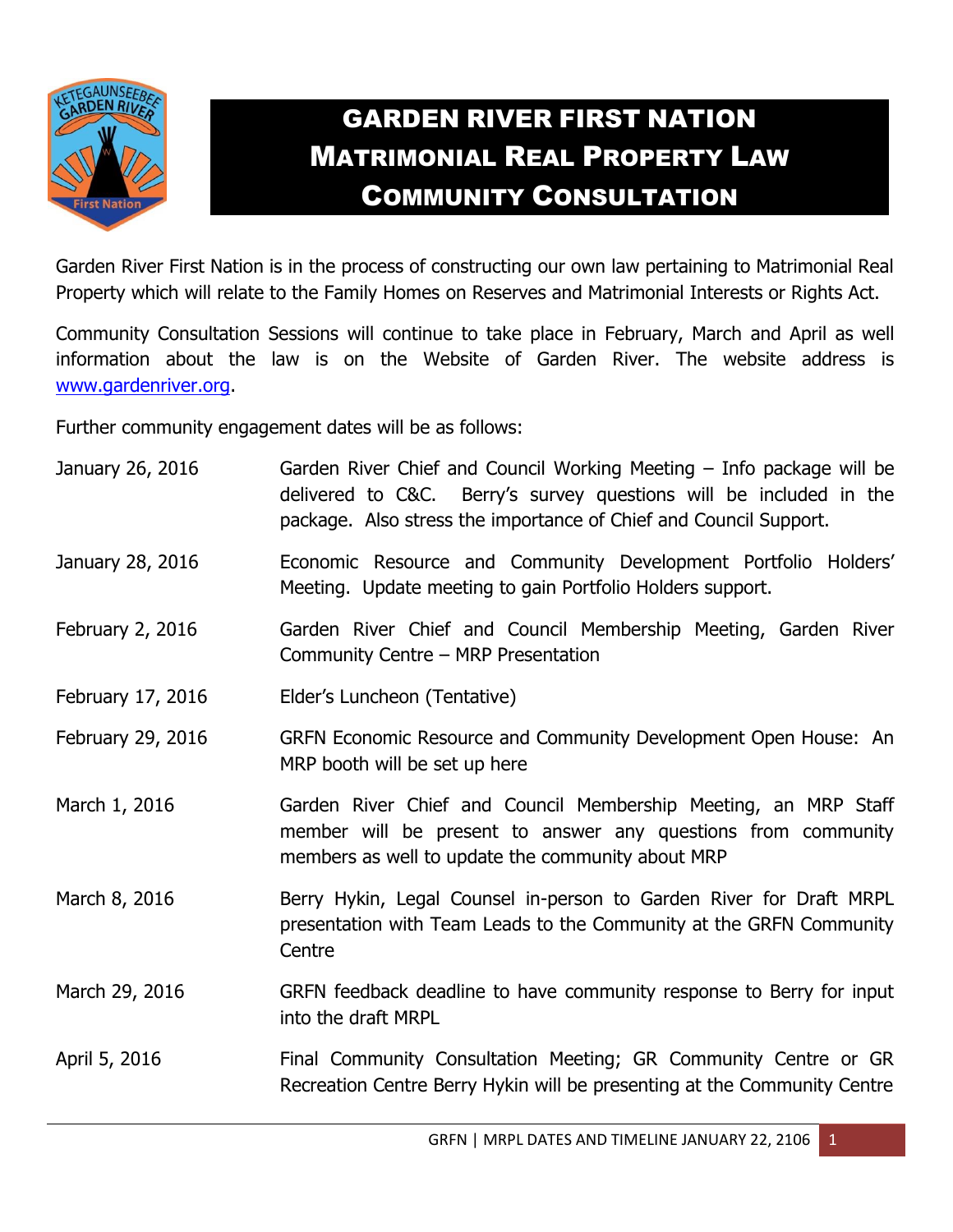# GARDEN RIVER FIRST NATION
## MATRIMONIAL REAL PROPERTY LAW
## COMMUNITY CONSULTATION

Garden River First Nation is in the process of constructing our own law pertaining to Matrimonial Real Property which will relate to the Family Homes on Reserves and Matrimonial Interests or Rights Act.

Community Consultation Sessions will continue to take place in February, March and April as well information about the law is on the Website of Garden River. The website address is www.gardenriver.org.

Further community engagement dates will be as follows:

| | |
|---|---|
| January 26, 2016 | Garden River Chief and Council Working Meeting – Info package will be delivered to C&C. Berry's survey questions will be included in the package. Also stress the importance of Chief and Council Support. |
| January 28, 2016 | Economic Resource and Community Development Portfolio Holders' Meeting. Update meeting to gain Portfolio Holders support. |
| February 2, 2016 | Garden River Chief and Council Membership Meeting, Garden River Community Centre – MRP Presentation |
| February 17, 2016 | Elder's Luncheon (Tentative) |
| February 29, 2016 | GRFN Economic Resource and Community Development Open House: An MRP booth will be set up here |
| March 1, 2016 | Garden River Chief and Council Membership Meeting, an MRP Staff member will be present to answer any questions from community members as well to update the community about MRP |
| March 8, 2016 | Berry Hykin, Legal Counsel in-person to Garden River for Draft MRPL presentation with Team Leads to the Community at the GRFN Community Centre |
| March 29, 2016 | GRFN feedback deadline to have community response to Berry for input into the draft MRPL |
| April 5, 2016 | Final Community Consultation Meeting; GR Community Centre or GR Recreation Centre Berry Hykin will be presenting at the Community Centre |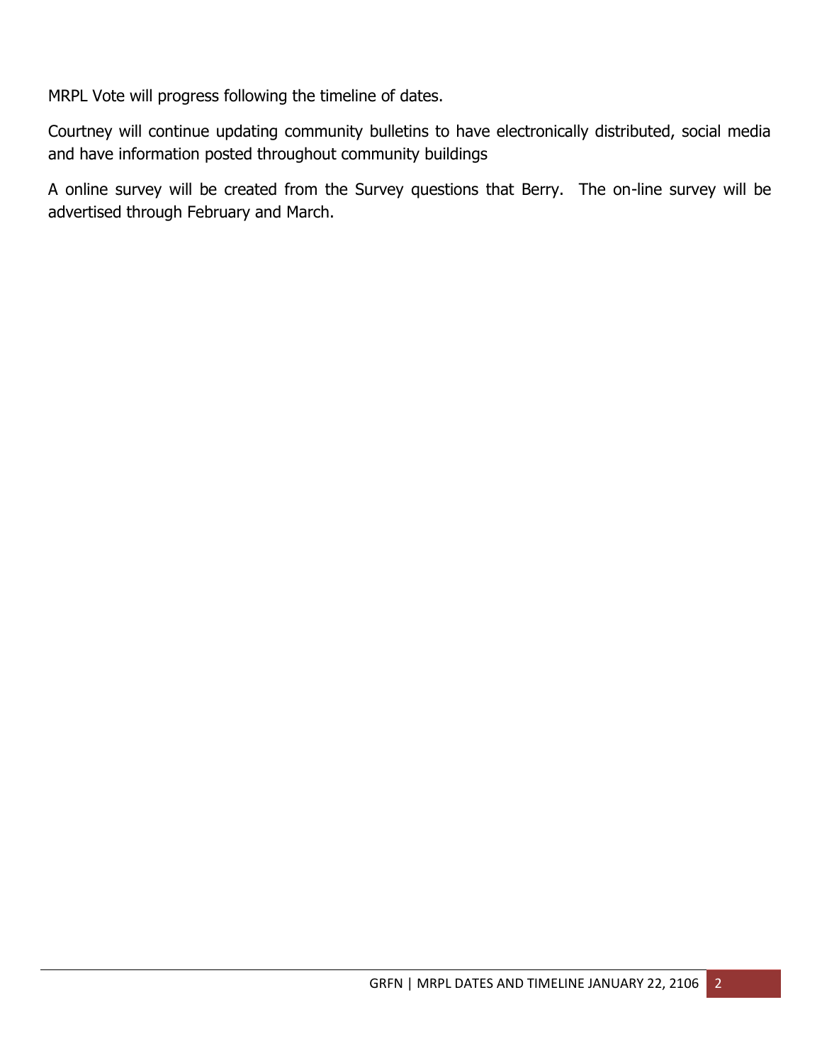MRPL Vote will progress following the timeline of dates.

Courtney will continue updating community bulletins to have electronically distributed, social media and have information posted throughout community buildings

A online survey will be created from the Survey questions that Berry. The on-line survey will be advertised through February and March.